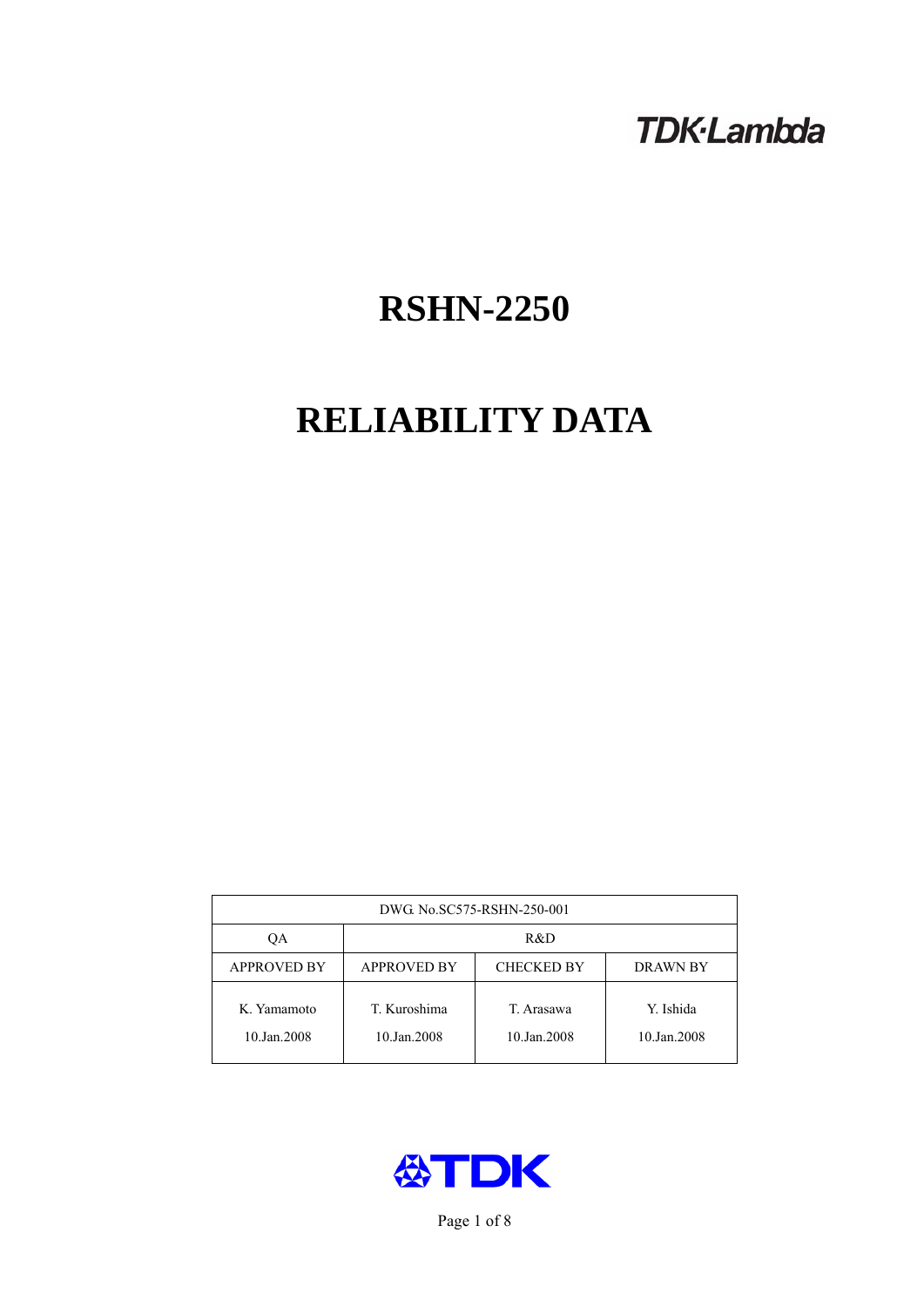TDK·Lambda

# RSHN-2250

# RELIABILITY DATA

| DWG. No.SC575-RSHN-250-001 | | | |
|---|---|---|---|
| QA | R&D | | |
| APPROVED BY | APPROVED BY | CHECKED BY | DRAWN BY |
| K. Yamamoto<br>10.Jan.2008 | T. Kuroshima<br>10.Jan.2008 | T. Arasawa<br>10.Jan.2008 | Y. Ishida<br>10.Jan.2008 |

TDK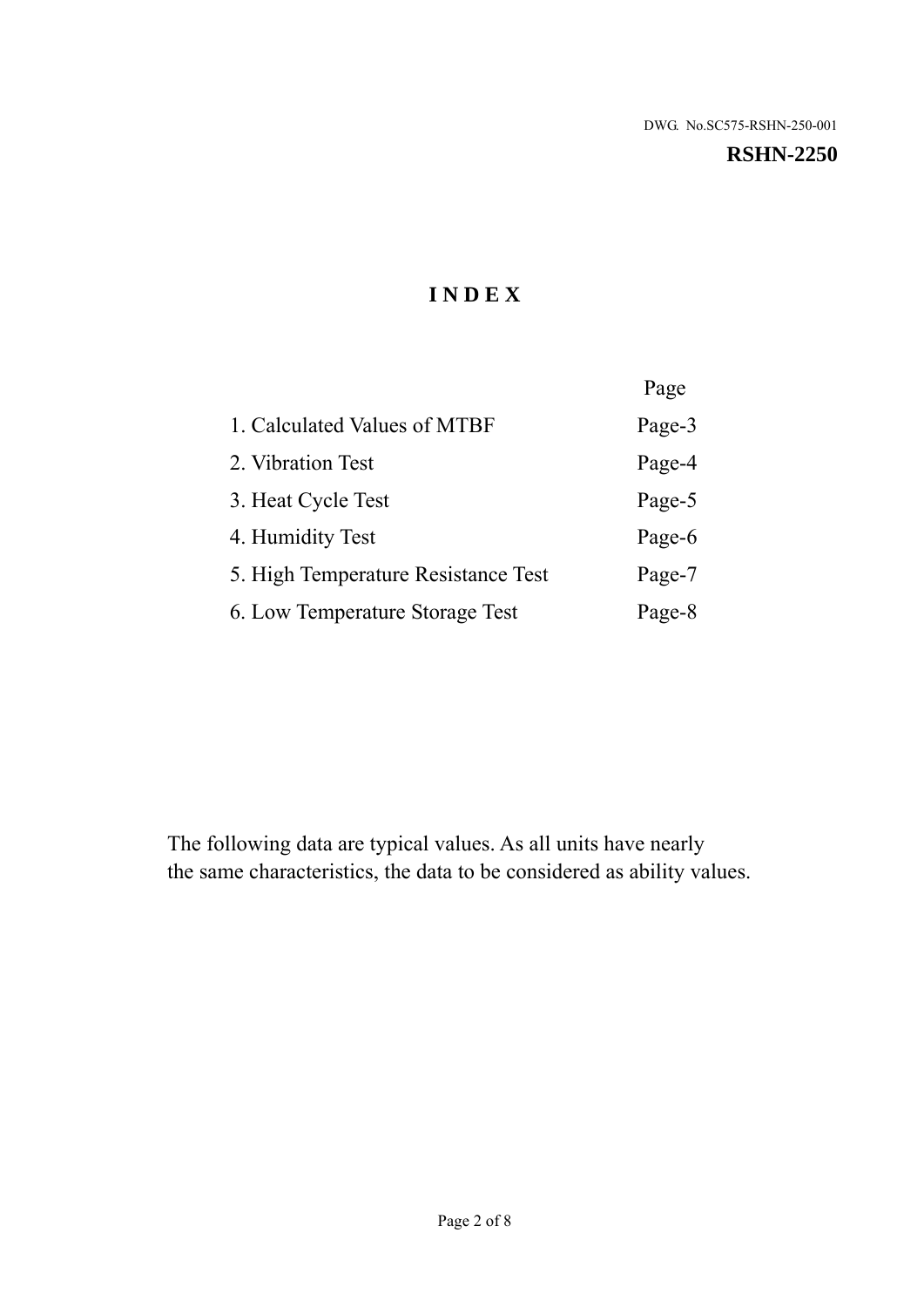DWG. No.SC575-RSHN-250-001

**RSHN-2250**

# INDEX

| | Page |
|---|---|
| 1. Calculated Values of MTBF | Page-3 |
| 2. Vibration Test | Page-4 |
| 3. Heat Cycle Test | Page-5 |
| 4. Humidity Test | Page-6 |
| 5. High Temperature Resistance Test | Page-7 |
| 6. Low Temperature Storage Test | Page-8 |

The following data are typical values. As all units have nearly the same characteristics, the data to be considered as ability values.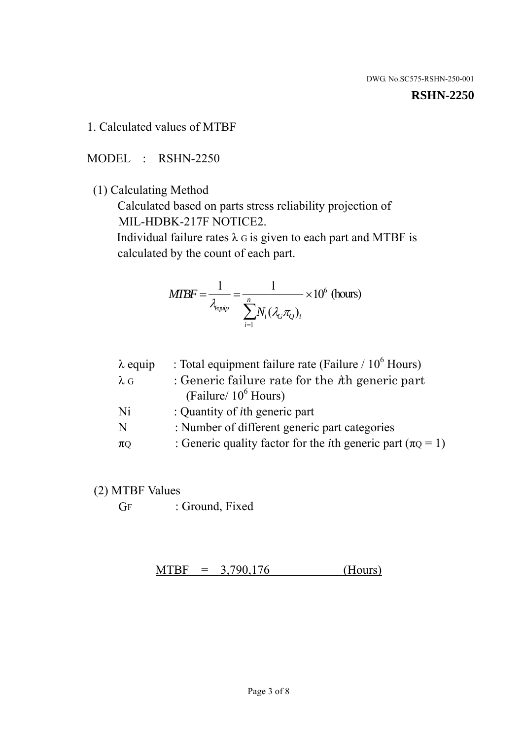DWG. No.SC575-RSHN-250-001

**RSHN-2250**

1. Calculated values of MTBF

MODEL : RSHN-2250

(1) Calculating Method

Calculated based on parts stress reliability projection of MIL-HDBK-217F NOTICE2.

Individual failure rates $\lambda_G$ is given to each part and MTBF is calculated by the count of each part.

$$MTBF = \frac{1}{\lambda_{equip}} = \frac{1}{\sum_{i=1}^{n} N_i (\lambda_G \pi_Q)_i} \times 10^6 \text{ (hours)}$$

| | |
|---|---|
| $\lambda$ equip | : Total equipment failure rate (Failure / $10^6$ Hours) |
| $\lambda_G$ | : Generic failure rate for the $i$th generic part (Failure/ $10^6$ Hours) |
| Ni | : Quantity of $i$th generic part |
| N | : Number of different generic part categories |
| $\pi_Q$ | : Generic quality factor for the $i$th generic part ($\pi_Q = 1$) |

(2) MTBF Values

GF : Ground, Fixed

MTBF = 3,790,176 (Hours)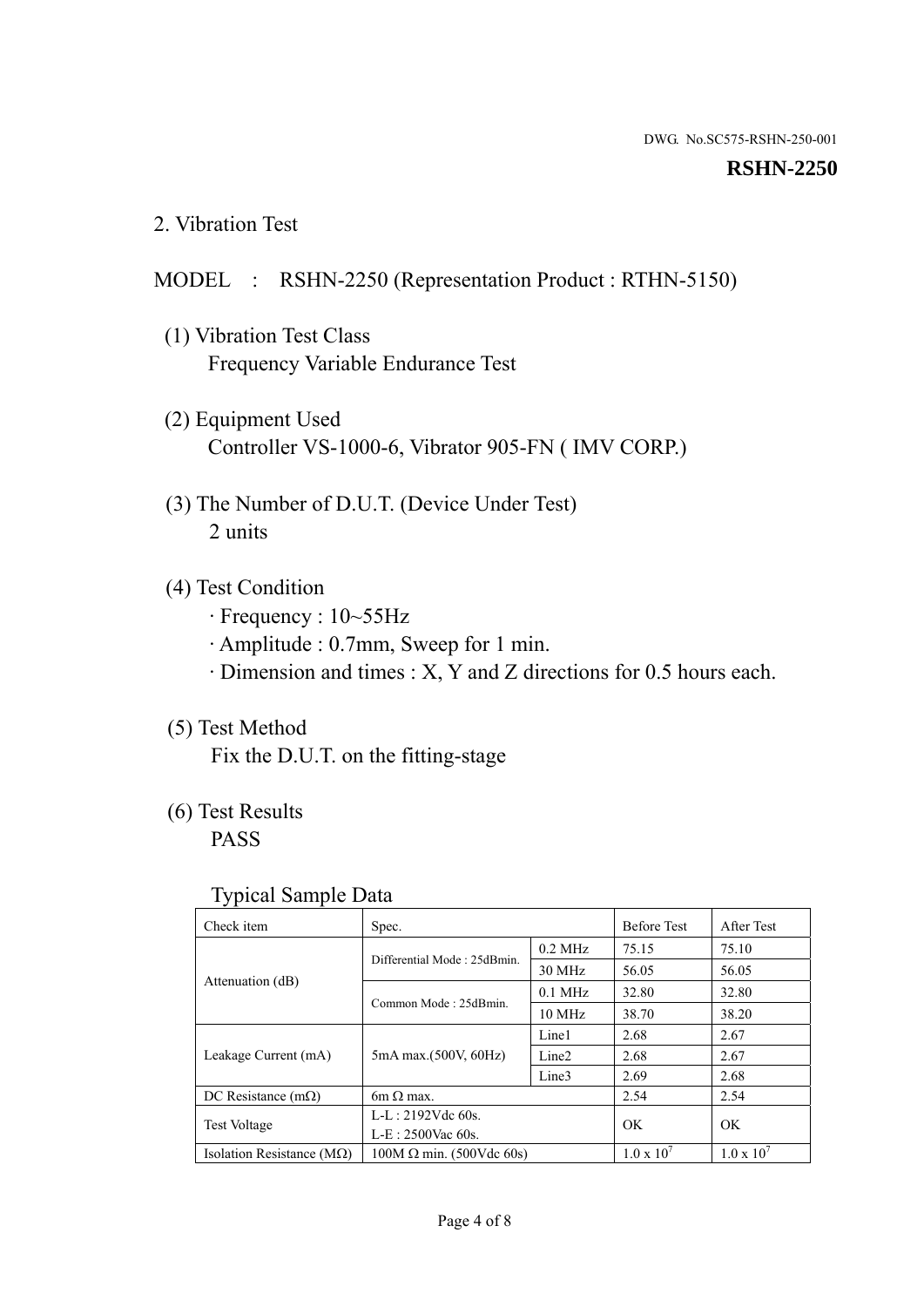DWG. No.SC575-RSHN-250-001

**RSHN-2250**

## 2. Vibration Test

MODEL : RSHN-2250 (Representation Product : RTHN-5150)

(1) Vibration Test Class
Frequency Variable Endurance Test

(2) Equipment Used
Controller VS-1000-6, Vibrator 905-FN ( IMV CORP.)

(3) The Number of D.U.T. (Device Under Test)
2 units

(4) Test Condition
· Frequency : 10~55Hz
· Amplitude : 0.7mm, Sweep for 1 min.
· Dimension and times : X, Y and Z directions for 0.5 hours each.

(5) Test Method
Fix the D.U.T. on the fitting-stage

(6) Test Results
PASS

Typical Sample Data

| Check item | Spec. | | Before Test | After Test |
|---|---|---|---|---|
| Attenuation (dB) | Differential Mode : 25dBmin. | 0.2 MHz | 75.15 | 75.10 |
| | | 30 MHz | 56.05 | 56.05 |
| | Common Mode : 25dBmin. | 0.1 MHz | 32.80 | 32.80 |
| | | 10 MHz | 38.70 | 38.20 |
| Leakage Current (mA) | 5mA max.(500V, 60Hz) | Line1 | 2.68 | 2.67 |
| | | Line2 | 2.68 | 2.67 |
| | | Line3 | 2.69 | 2.68 |
| DC Resistance (mΩ) | 6m Ω max. | | 2.54 | 2.54 |
| Test Voltage | L-L : 2192Vdc 60s.<br>L-E : 2500Vac 60s. | | OK | OK |
| Isolation Resistance (MΩ) | 100M Ω min. (500Vdc 60s) | | $1.0 \times 10^7$ | $1.0 \times 10^7$ |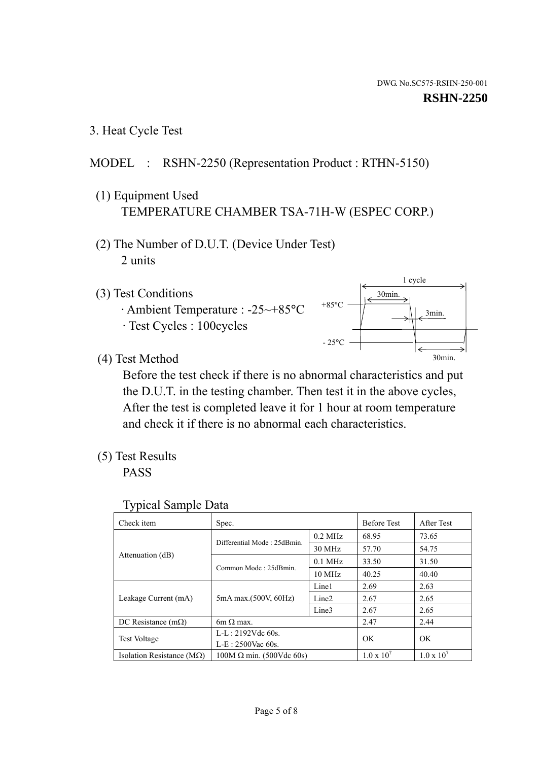DWG. No.SC575-RSHN-250-001

**RSHN-2250**

3. Heat Cycle Test

MODEL : RSHN-2250 (Representation Product : RTHN-5150)

(1) Equipment Used
TEMPERATURE CHAMBER TSA-71H-W (ESPEC CORP.)

(2) The Number of D.U.T. (Device Under Test)
2 units

(3) Test Conditions
· Ambient Temperature : -25~+85°C
· Test Cycles : 100cycles

1 cycle
30min.
+85°C
3min.
- 25°C
30min.

(4) Test Method
Before the test check if there is no abnormal characteristics and put the D.U.T. in the testing chamber. Then test it in the above cycles, After the test is completed leave it for 1 hour at room temperature and check it if there is no abnormal each characteristics.

(5) Test Results
PASS

Typical Sample Data

| Check item | Spec. | | Before Test | After Test |
|---|---|---|---|---|
| Attenuation (dB) | Differential Mode : 25dBmin. | 0.2 MHz | 68.95 | 73.65 |
| | | 30 MHz | 57.70 | 54.75 |
| | Common Mode : 25dBmin. | 0.1 MHz | 33.50 | 31.50 |
| | | 10 MHz | 40.25 | 40.40 |
| Leakage Current (mA) | 5mA max.(500V, 60Hz) | Line1 | 2.69 | 2.63 |
| | | Line2 | 2.67 | 2.65 |
| | | Line3 | 2.67 | 2.65 |
| DC Resistance (mΩ) | 6m Ω max. | | 2.47 | 2.44 |
| Test Voltage | L-L : 2192Vdc 60s.<br>L-E : 2500Vac 60s. | | OK | OK |
| Isolation Resistance (MΩ) | 100M Ω min. (500Vdc 60s) | | $1.0 \times 10^7$ | $1.0 \times 10^7$ |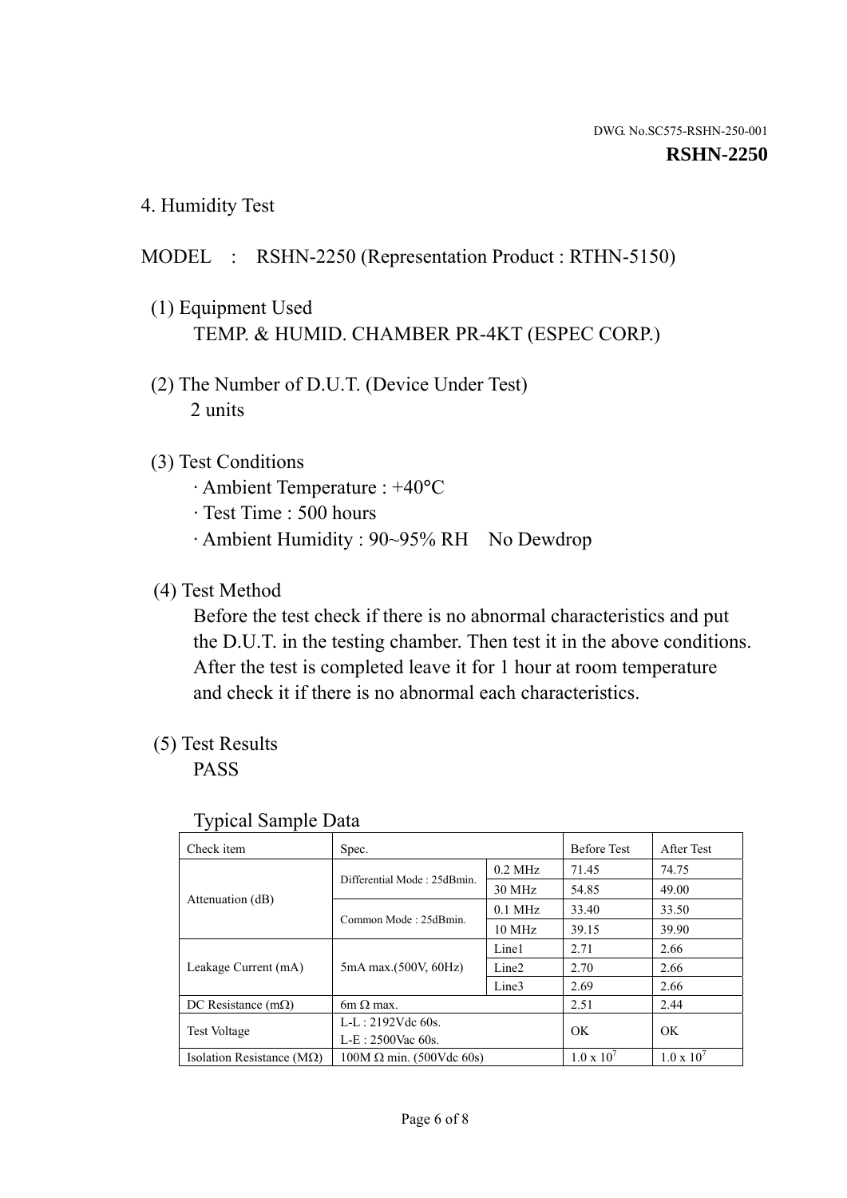DWG. No.SC575-RSHN-250-001

**RSHN-2250**

## 4. Humidity Test

MODEL : RSHN-2250 (Representation Product : RTHN-5150)

(1) Equipment Used

TEMP. & HUMID. CHAMBER PR-4KT (ESPEC CORP.)

(2) The Number of D.U.T. (Device Under Test)

2 units

(3) Test Conditions

· Ambient Temperature : +40°C
· Test Time : 500 hours
· Ambient Humidity : 90~95% RH No Dewdrop

(4) Test Method

Before the test check if there is no abnormal characteristics and put the D.U.T. in the testing chamber. Then test it in the above conditions. After the test is completed leave it for 1 hour at room temperature and check it if there is no abnormal each characteristics.

(5) Test Results

PASS

Typical Sample Data

| Check item | Spec. | | Before Test | After Test |
|---|---|---|---|---|
| Attenuation (dB) | Differential Mode : 25dBmin. | 0.2 MHz | 71.45 | 74.75 |
| | | 30 MHz | 54.85 | 49.00 |
| | Common Mode : 25dBmin. | 0.1 MHz | 33.40 | 33.50 |
| | | 10 MHz | 39.15 | 39.90 |
| Leakage Current (mA) | 5mA max.(500V, 60Hz) | Line1 | 2.71 | 2.66 |
| | | Line2 | 2.70 | 2.66 |
| | | Line3 | 2.69 | 2.66 |
| DC Resistance (mΩ) | 6m Ω max. | | 2.51 | 2.44 |
| Test Voltage | L-L : 2192Vdc 60s.<br>L-E : 2500Vac 60s. | | OK | OK |
| Isolation Resistance (MΩ) | 100M Ω min. (500Vdc 60s) | | $1.0 \times 10^7$ | $1.0 \times 10^7$ |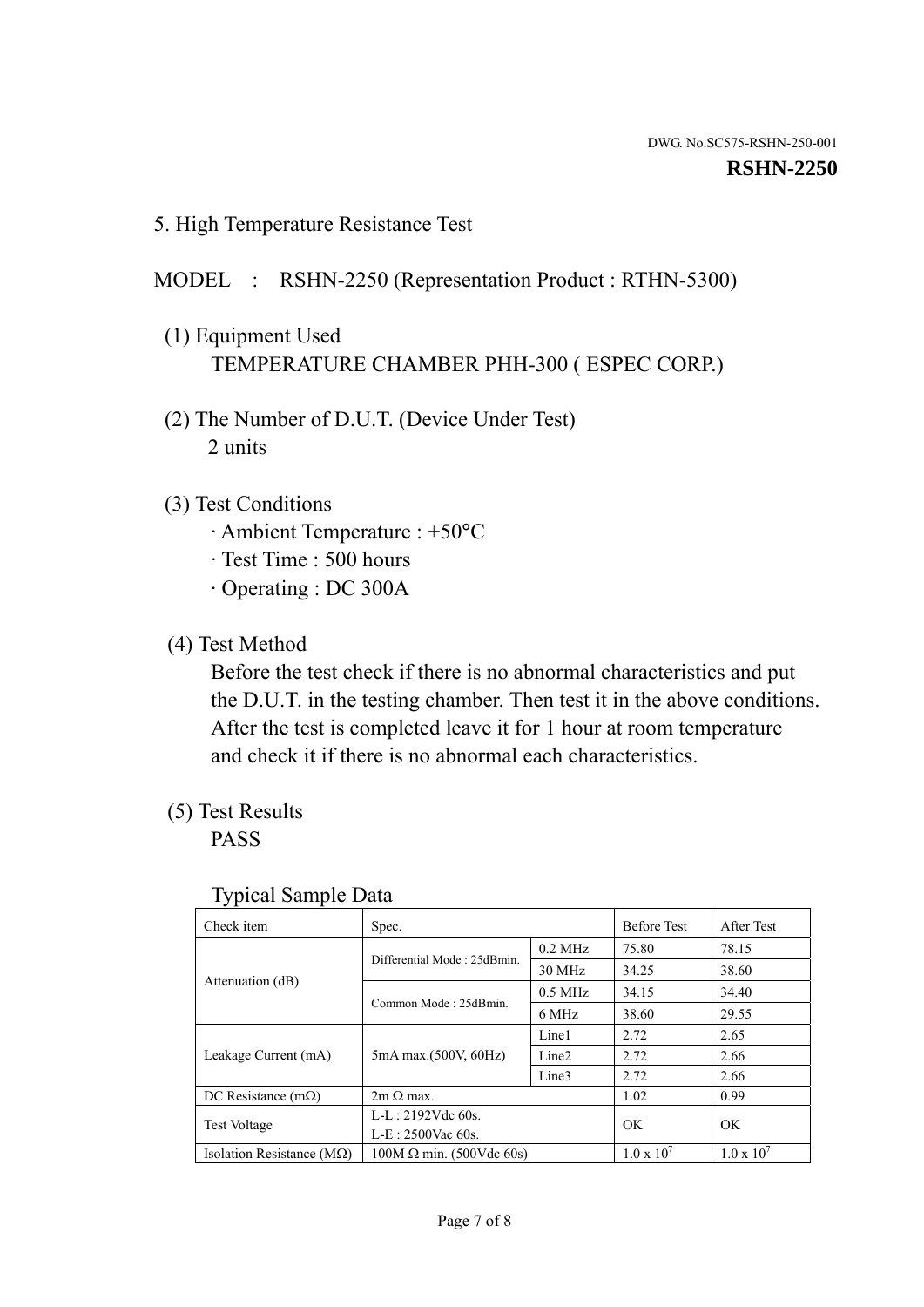DWG. No.SC575-RSHN-250-001

**RSHN-2250**

## 5. High Temperature Resistance Test

MODEL : RSHN-2250 (Representation Product : RTHN-5300)

(1) Equipment Used

TEMPERATURE CHAMBER PHH-300 ( ESPEC CORP.)

(2) The Number of D.U.T. (Device Under Test)

2 units

(3) Test Conditions

· Ambient Temperature : +50°C
· Test Time : 500 hours
· Operating : DC 300A

(4) Test Method

Before the test check if there is no abnormal characteristics and put the D.U.T. in the testing chamber. Then test it in the above conditions. After the test is completed leave it for 1 hour at room temperature and check it if there is no abnormal each characteristics.

(5) Test Results

PASS

Typical Sample Data

| Check item | Spec. | | Before Test | After Test |
|---|---|---|---|---|
| Attenuation (dB) | Differential Mode : 25dBmin. | 0.2 MHz | 75.80 | 78.15 |
| | | 30 MHz | 34.25 | 38.60 |
| | Common Mode : 25dBmin. | 0.5 MHz | 34.15 | 34.40 |
| | | 6 MHz | 38.60 | 29.55 |
| Leakage Current (mA) | 5mA max.(500V, 60Hz) | Line1 | 2.72 | 2.65 |
| | | Line2 | 2.72 | 2.66 |
| | | Line3 | 2.72 | 2.66 |
| DC Resistance (mΩ) | 2m Ω max. | | 1.02 | 0.99 |
| Test Voltage | L-L : 2192Vdc 60s.<br>L-E : 2500Vac 60s. | | OK | OK |
| Isolation Resistance (MΩ) | 100M Ω min. (500Vdc 60s) | | $1.0 \times 10^7$ | $1.0 \times 10^7$ |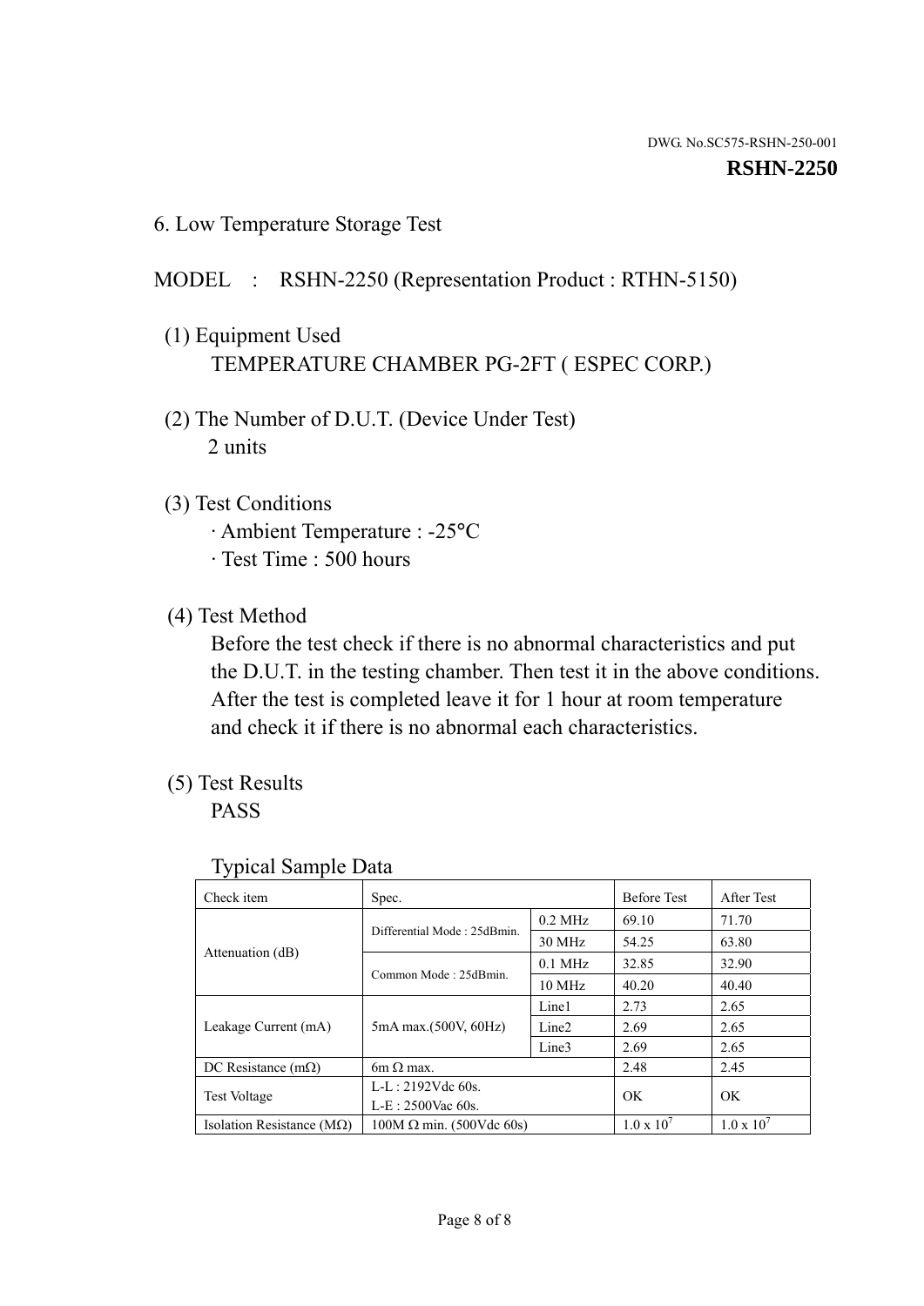DWG. No.SC575-RSHN-250-001

**RSHN-2250**

6. Low Temperature Storage Test

MODEL : RSHN-2250 (Representation Product : RTHN-5150)

(1) Equipment Used
TEMPERATURE CHAMBER PG-2FT ( ESPEC CORP.)

(2) The Number of D.U.T. (Device Under Test)
2 units

(3) Test Conditions
· Ambient Temperature : -25°C
· Test Time : 500 hours

(4) Test Method
Before the test check if there is no abnormal characteristics and put the D.U.T. in the testing chamber. Then test it in the above conditions. After the test is completed leave it for 1 hour at room temperature and check it if there is no abnormal each characteristics.

(5) Test Results
PASS

Typical Sample Data

| Check item | Spec. | | Before Test | After Test |
|---|---|---|---|---|
| Attenuation (dB) | Differential Mode : 25dBmin. | 0.2 MHz | 69.10 | 71.70 |
| | | 30 MHz | 54.25 | 63.80 |
| | Common Mode : 25dBmin. | 0.1 MHz | 32.85 | 32.90 |
| | | 10 MHz | 40.20 | 40.40 |
| Leakage Current (mA) | 5mA max.(500V, 60Hz) | Line1 | 2.73 | 2.65 |
| | | Line2 | 2.69 | 2.65 |
| | | Line3 | 2.69 | 2.65 |
| DC Resistance (mΩ) | 6m Ω max. | | 2.48 | 2.45 |
| Test Voltage | L-L : 2192Vdc 60s.<br>L-E : 2500Vac 60s. | | OK | OK |
| Isolation Resistance (MΩ) | 100M Ω min. (500Vdc 60s) | | $1.0 \times 10^7$ | $1.0 \times 10^7$ |